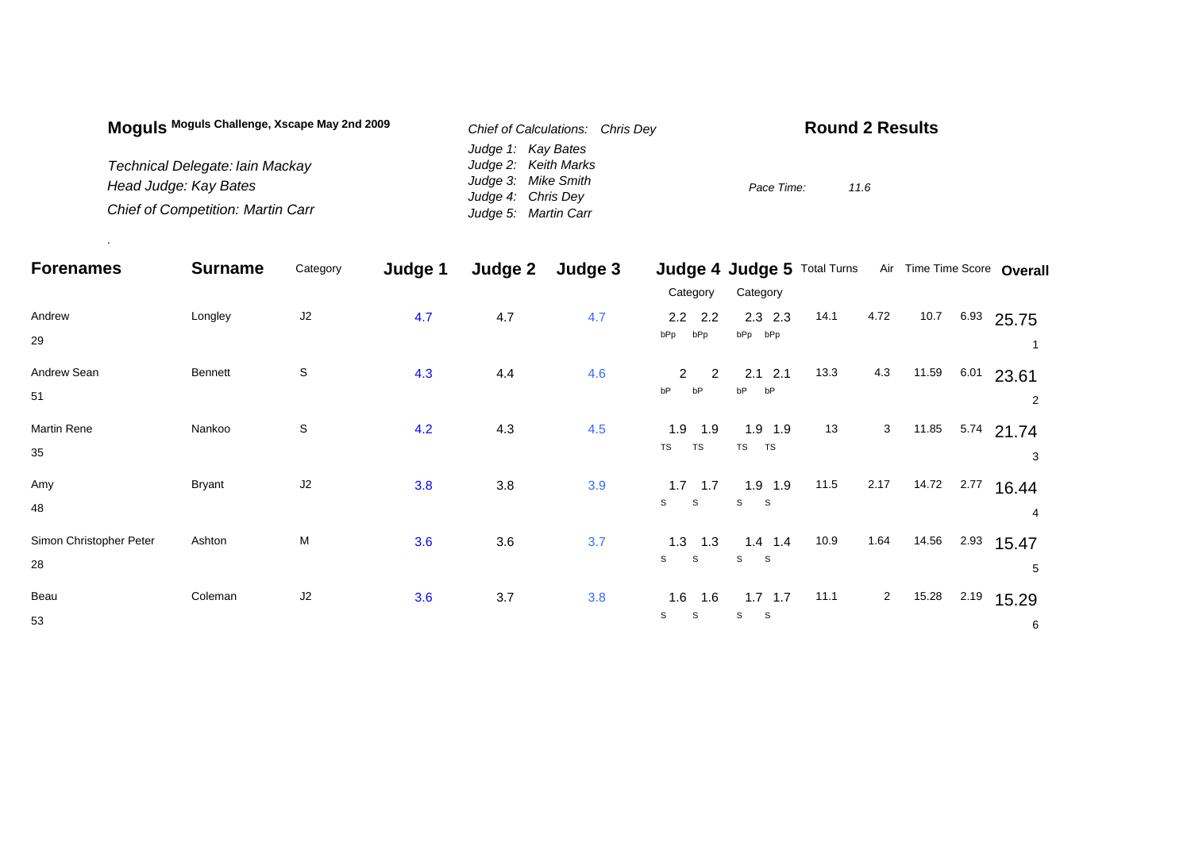**Moguls** **Moguls Challenge, Xscape May 2nd 2009**

*Technical Delegate: Iain Mackay*
*Head Judge: Kay Bates*
*Chief of Competition: Martin Carr*

*Chief of Calculations: Chris Dey*
*Judge 1: Kay Bates*
*Judge 2: Keith Marks*
*Judge 3: Mike Smith*
*Judge 4: Chris Dey*
*Judge 5: Martin Carr*

## Round 2 Results

*Pace Time: 11.6*

.

| Forenames | Surname | Category | Judge 1 | Judge 2 | Judge 3 | Judge 4 Category | | Judge 5 Category | | Total Turns | Air | Time | Time Score | Overall |
|---|---|---|---|---|---|---|---|---|---|---|---|---|---|---|
| Andrew 29 | Longley | J2 | 4.7 | 4.7 | 4.7 | 2.2 bPp | 2.2 bPp | 2.3 bPp | 2.3 bPp | 14.1 | 4.72 | 10.7 | 6.93 | 25.75 (1) |
| Andrew Sean 51 | Bennett | S | 4.3 | 4.4 | 4.6 | 2 bP | 2 bP | 2.1 bP | 2.1 bP | 13.3 | 4.3 | 11.59 | 6.01 | 23.61 (2) |
| Martin Rene 35 | Nankoo | S | 4.2 | 4.3 | 4.5 | 1.9 TS | 1.9 TS | 1.9 TS | 1.9 TS | 13 | 3 | 11.85 | 5.74 | 21.74 (3) |
| Amy 48 | Bryant | J2 | 3.8 | 3.8 | 3.9 | 1.7 S | 1.7 S | 1.9 S | 1.9 S | 11.5 | 2.17 | 14.72 | 2.77 | 16.44 (4) |
| Simon Christopher Peter 28 | Ashton | M | 3.6 | 3.6 | 3.7 | 1.3 S | 1.3 S | 1.4 S | 1.4 S | 10.9 | 1.64 | 14.56 | 2.93 | 15.47 (5) |
| Beau 53 | Coleman | J2 | 3.6 | 3.7 | 3.8 | 1.6 S | 1.6 S | 1.7 S | 1.7 S | 11.1 | 2 | 15.28 | 2.19 | 15.29 (6) |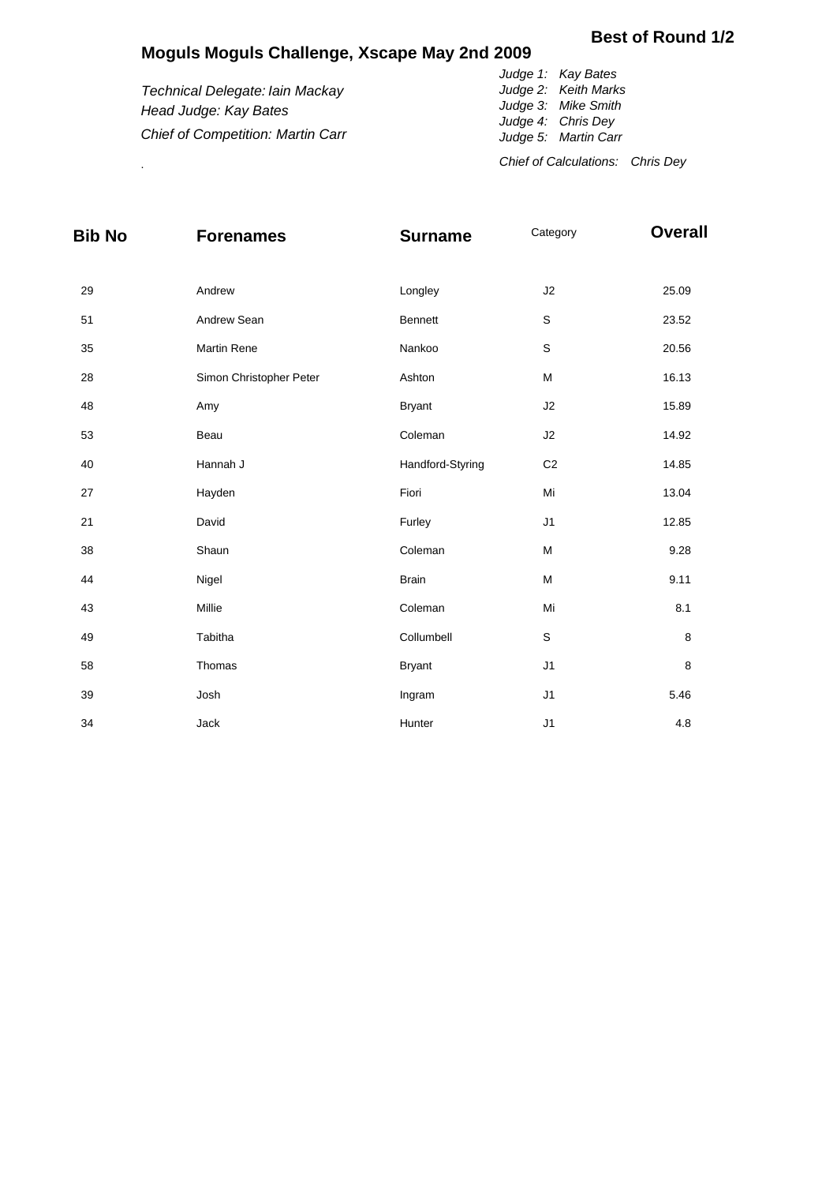**Best of Round 1/2**

## Moguls Moguls Challenge, Xscape May 2nd 2009

*Technical Delegate: Iain Mackay*
*Head Judge: Kay Bates*
*Chief of Competition: Martin Carr*

*Judge 1: Kay Bates*
*Judge 2: Keith Marks*
*Judge 3: Mike Smith*
*Judge 4: Chris Dey*
*Judge 5: Martin Carr*

*Chief of Calculations: Chris Dey*

.

| Bib No | Forenames | Surname | Category | Overall |
|---|---|---|---|---|
| 29 | Andrew | Longley | J2 | 25.09 |
| 51 | Andrew Sean | Bennett | S | 23.52 |
| 35 | Martin Rene | Nankoo | S | 20.56 |
| 28 | Simon Christopher Peter | Ashton | M | 16.13 |
| 48 | Amy | Bryant | J2 | 15.89 |
| 53 | Beau | Coleman | J2 | 14.92 |
| 40 | Hannah J | Handford-Styring | C2 | 14.85 |
| 27 | Hayden | Fiori | Mi | 13.04 |
| 21 | David | Furley | J1 | 12.85 |
| 38 | Shaun | Coleman | M | 9.28 |
| 44 | Nigel | Brain | M | 9.11 |
| 43 | Millie | Coleman | Mi | 8.1 |
| 49 | Tabitha | Collumbell | S | 8 |
| 58 | Thomas | Bryant | J1 | 8 |
| 39 | Josh | Ingram | J1 | 5.46 |
| 34 | Jack | Hunter | J1 | 4.8 |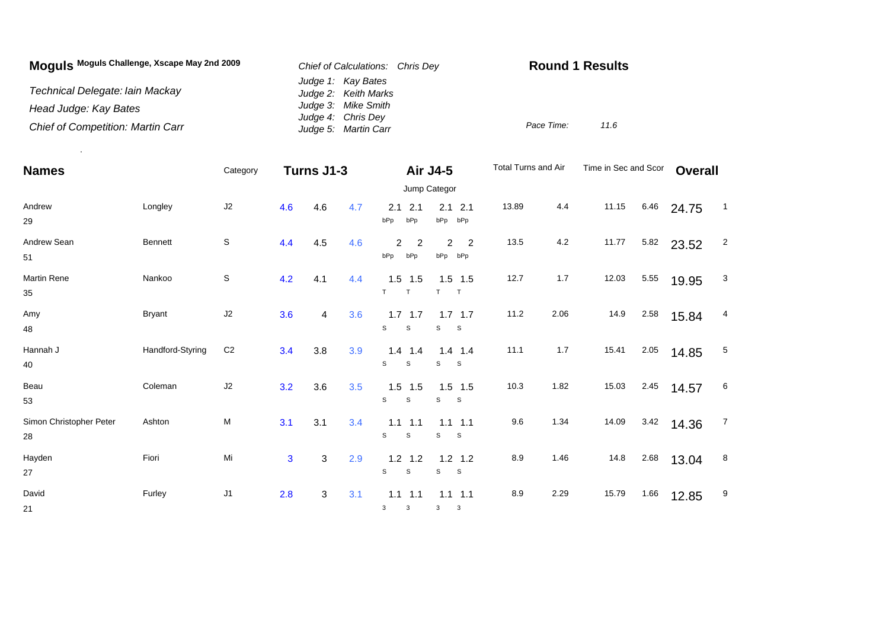**Moguls** **Moguls Challenge, Xscape May 2nd 2009**

*Technical Delegate: Iain Mackay*

*Head Judge: Kay Bates*

*Chief of Competition: Martin Carr*

*Chief of Calculations: Chris Dey*

*Judge 1: Kay Bates*
*Judge 2: Keith Marks*
*Judge 3: Mike Smith*
*Judge 4: Chris Dey*
*Judge 5: Martin Carr*

**Round 1 Results**

*Pace Time:* *11.6*

| Names | | Category | Turns J1-3 | | | Air J4-5 | | | | Total Turns and Air | | Time in Sec and Scor | | Overall | |
|---|---|---|---|---|---|---|---|---|---|---|---|---|---|---|---|
| | | | | | | Jump Categor | | | | | | | | | |
| Andrew 29 | Longley | J2 | 4.6 | 4.6 | 4.7 | 2.1 bPp | 2.1 bPp | 2.1 bPp | 2.1 bPp | 13.89 | 4.4 | 11.15 | 6.46 | 24.75 | 1 |
| Andrew Sean 51 | Bennett | S | 4.4 | 4.5 | 4.6 | 2 bPp | 2 bPp | 2 bPp | 2 bPp | 13.5 | 4.2 | 11.77 | 5.82 | 23.52 | 2 |
| Martin Rene 35 | Nankoo | S | 4.2 | 4.1 | 4.4 | 1.5 T | 1.5 T | 1.5 T | 1.5 T | 12.7 | 1.7 | 12.03 | 5.55 | 19.95 | 3 |
| Amy 48 | Bryant | J2 | 3.6 | 4 | 3.6 | 1.7 S | 1.7 S | 1.7 S | 1.7 S | 11.2 | 2.06 | 14.9 | 2.58 | 15.84 | 4 |
| Hannah J 40 | Handford-Styring | C2 | 3.4 | 3.8 | 3.9 | 1.4 S | 1.4 S | 1.4 S | 1.4 S | 11.1 | 1.7 | 15.41 | 2.05 | 14.85 | 5 |
| Beau 53 | Coleman | J2 | 3.2 | 3.6 | 3.5 | 1.5 S | 1.5 S | 1.5 S | 1.5 S | 10.3 | 1.82 | 15.03 | 2.45 | 14.57 | 6 |
| Simon Christopher Peter 28 | Ashton | M | 3.1 | 3.1 | 3.4 | 1.1 S | 1.1 S | 1.1 S | 1.1 S | 9.6 | 1.34 | 14.09 | 3.42 | 14.36 | 7 |
| Hayden 27 | Fiori | Mi | 3 | 3 | 2.9 | 1.2 S | 1.2 S | 1.2 S | 1.2 S | 8.9 | 1.46 | 14.8 | 2.68 | 13.04 | 8 |
| David 21 | Furley | J1 | 2.8 | 3 | 3.1 | 1.1 3 | 1.1 3 | 1.1 3 | 1.1 3 | 8.9 | 2.29 | 15.79 | 1.66 | 12.85 | 9 |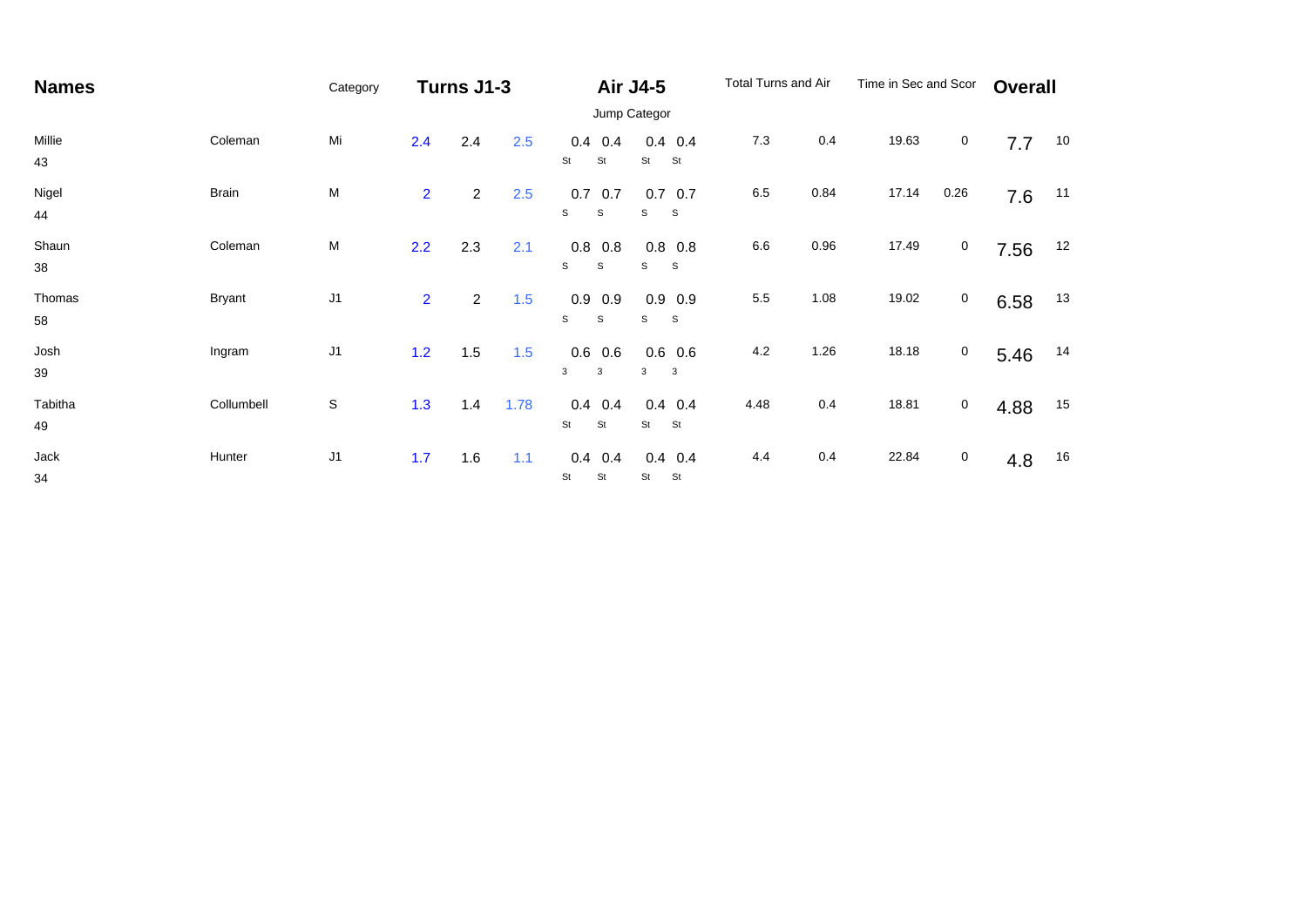| Names | | Category | Turns J1-3 | | | Air J4-5 | | | | Total Turns and Air | | Time in Sec and Scor | | Overall | |
|---|---|---|---|---|---|---|---|---|---|---|---|---|---|---|---|
| | | | | | | Jump Categor | | | | | | | | | |
| Millie 43 | Coleman | Mi | 2.4 | 2.4 | 2.5 | 0.4 St | 0.4 St | 0.4 St | 0.4 St | 7.3 | 0.4 | 19.63 | 0 | 7.7 | 10 |
| Nigel 44 | Brain | M | 2 | 2 | 2.5 | 0.7 S | 0.7 S | 0.7 S | 0.7 S | 6.5 | 0.84 | 17.14 | 0.26 | 7.6 | 11 |
| Shaun 38 | Coleman | M | 2.2 | 2.3 | 2.1 | 0.8 S | 0.8 S | 0.8 S | 0.8 S | 6.6 | 0.96 | 17.49 | 0 | 7.56 | 12 |
| Thomas 58 | Bryant | J1 | 2 | 2 | 1.5 | 0.9 S | 0.9 S | 0.9 S | 0.9 S | 5.5 | 1.08 | 19.02 | 0 | 6.58 | 13 |
| Josh 39 | Ingram | J1 | 1.2 | 1.5 | 1.5 | 0.6 3 | 0.6 3 | 0.6 3 | 0.6 3 | 4.2 | 1.26 | 18.18 | 0 | 5.46 | 14 |
| Tabitha 49 | Collumbell | S | 1.3 | 1.4 | 1.78 | 0.4 St | 0.4 St | 0.4 St | 0.4 St | 4.48 | 0.4 | 18.81 | 0 | 4.88 | 15 |
| Jack 34 | Hunter | J1 | 1.7 | 1.6 | 1.1 | 0.4 St | 0.4 St | 0.4 St | 0.4 St | 4.4 | 0.4 | 22.84 | 0 | 4.8 | 16 |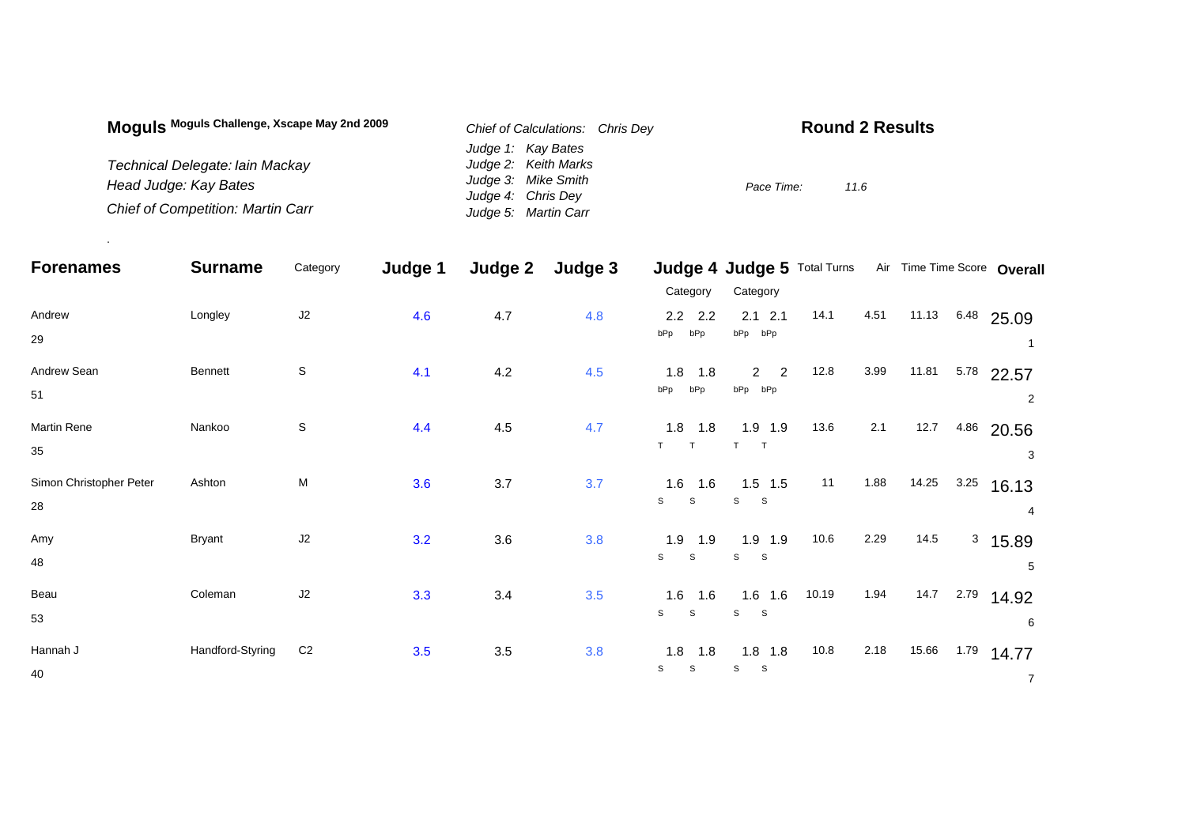**Moguls** **Moguls Challenge, Xscape May 2nd 2009**

*Technical Delegate: Iain Mackay*
*Head Judge: Kay Bates*
*Chief of Competition: Martin Carr*

*Chief of Calculations: Chris Dey*
*Judge 1: Kay Bates*
*Judge 2: Keith Marks*
*Judge 3: Mike Smith*
*Judge 4: Chris Dey*
*Judge 5: Martin Carr*

## Round 2 Results

*Pace Time: 11.6*

| Forenames | Surname | Category | Judge 1 | Judge 2 | Judge 3 | Judge 4 | | Judge 5 | | Total Turns | Air | Time | Time Score | Overall |
|---|---|---|---|---|---|---|---|---|---|---|---|---|---|---|
| | | | | | | Category | | Category | | | | | | |
| Andrew<br>29 | Longley | J2 | 4.6 | 4.7 | 4.8 | 2.2<br>bPp | 2.2<br>bPp | 2.1<br>bPp | 2.1<br>bPp | 14.1 | 4.51 | 11.13 | 6.48 | 25.09<br>1 |
| Andrew Sean<br>51 | Bennett | S | 4.1 | 4.2 | 4.5 | 1.8<br>bPp | 1.8<br>bPp | 2<br>bPp | 2<br>bPp | 12.8 | 3.99 | 11.81 | 5.78 | 22.57<br>2 |
| Martin Rene<br>35 | Nankoo | S | 4.4 | 4.5 | 4.7 | 1.8<br>T | 1.8<br>T | 1.9<br>T | 1.9<br>T | 13.6 | 2.1 | 12.7 | 4.86 | 20.56<br>3 |
| Simon Christopher Peter<br>28 | Ashton | M | 3.6 | 3.7 | 3.7 | 1.6<br>S | 1.6<br>S | 1.5<br>S | 1.5<br>S | 11 | 1.88 | 14.25 | 3.25 | 16.13<br>4 |
| Amy<br>48 | Bryant | J2 | 3.2 | 3.6 | 3.8 | 1.9<br>S | 1.9<br>S | 1.9<br>S | 1.9<br>S | 10.6 | 2.29 | 14.5 | 3 | 15.89<br>5 |
| Beau<br>53 | Coleman | J2 | 3.3 | 3.4 | 3.5 | 1.6<br>S | 1.6<br>S | 1.6<br>S | 1.6<br>S | 10.19 | 1.94 | 14.7 | 2.79 | 14.92<br>6 |
| Hannah J<br>40 | Handford-Styring | C2 | 3.5 | 3.5 | 3.8 | 1.8<br>S | 1.8<br>S | 1.8<br>S | 1.8<br>S | 10.8 | 2.18 | 15.66 | 1.79 | 14.77<br>7 |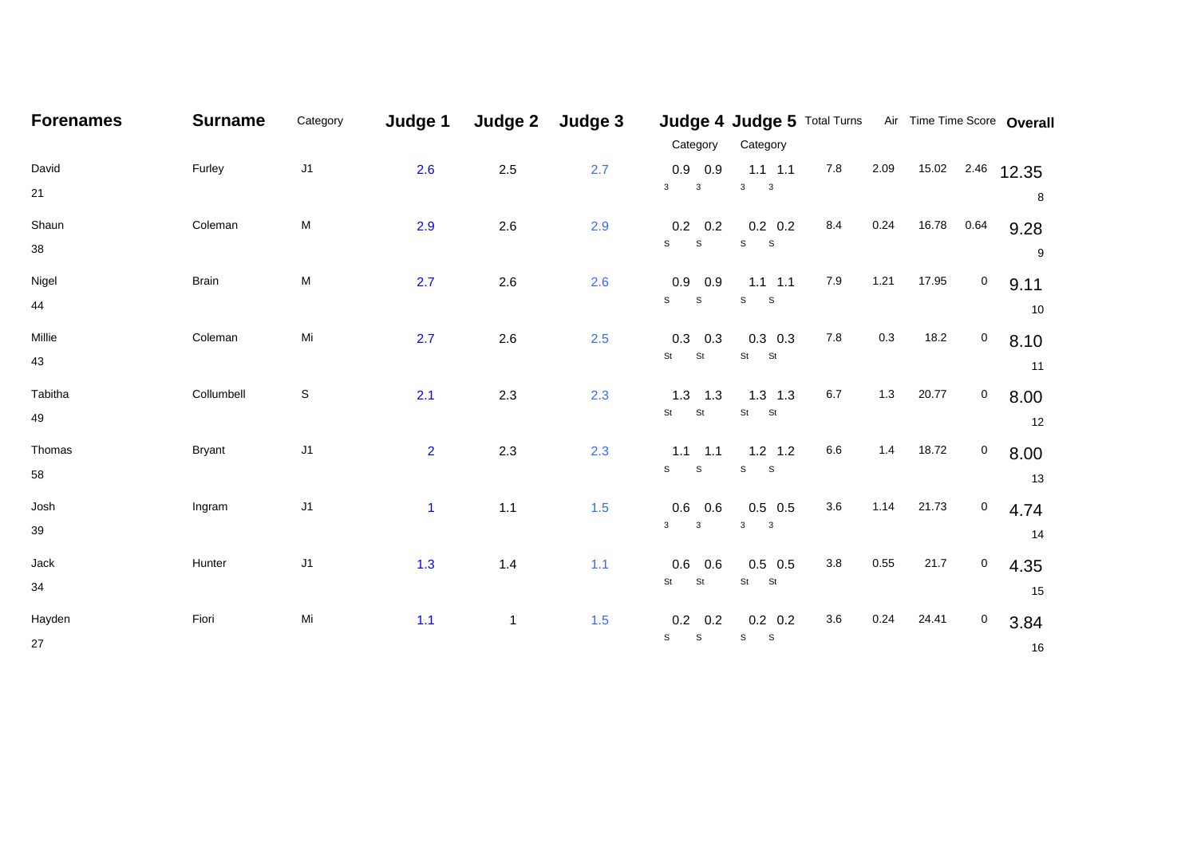| Forenames | Surname | Category | Judge 1 | Judge 2 | Judge 3 | Judge 4 Category | | Judge 5 Category | | Total Turns | Air | Time | Time Score | Overall |
|---|---|---|---|---|---|---|---|---|---|---|---|---|---|---|
| David 21 | Furley | J1 | 2.6 | 2.5 | 2.7 | 0.9 3 | 0.9 3 | 1.1 3 | 1.1 3 | 7.8 | 2.09 | 15.02 | 2.46 | 12.35 8 |
| Shaun 38 | Coleman | M | 2.9 | 2.6 | 2.9 | 0.2 S | 0.2 S | 0.2 S | 0.2 S | 8.4 | 0.24 | 16.78 | 0.64 | 9.28 9 |
| Nigel 44 | Brain | M | 2.7 | 2.6 | 2.6 | 0.9 S | 0.9 S | 1.1 S | 1.1 S | 7.9 | 1.21 | 17.95 | 0 | 9.11 10 |
| Millie 43 | Coleman | Mi | 2.7 | 2.6 | 2.5 | 0.3 St | 0.3 St | 0.3 St | 0.3 St | 7.8 | 0.3 | 18.2 | 0 | 8.10 11 |
| Tabitha 49 | Collumbell | S | 2.1 | 2.3 | 2.3 | 1.3 St | 1.3 St | 1.3 St | 1.3 St | 6.7 | 1.3 | 20.77 | 0 | 8.00 12 |
| Thomas 58 | Bryant | J1 | 2 | 2.3 | 2.3 | 1.1 S | 1.1 S | 1.2 S | 1.2 S | 6.6 | 1.4 | 18.72 | 0 | 8.00 13 |
| Josh 39 | Ingram | J1 | 1 | 1.1 | 1.5 | 0.6 3 | 0.6 3 | 0.5 3 | 0.5 3 | 3.6 | 1.14 | 21.73 | 0 | 4.74 14 |
| Jack 34 | Hunter | J1 | 1.3 | 1.4 | 1.1 | 0.6 St | 0.6 St | 0.5 St | 0.5 St | 3.8 | 0.55 | 21.7 | 0 | 4.35 15 |
| Hayden 27 | Fiori | Mi | 1.1 | 1 | 1.5 | 0.2 S | 0.2 S | 0.2 S | 0.2 S | 3.6 | 0.24 | 24.41 | 0 | 3.84 16 |